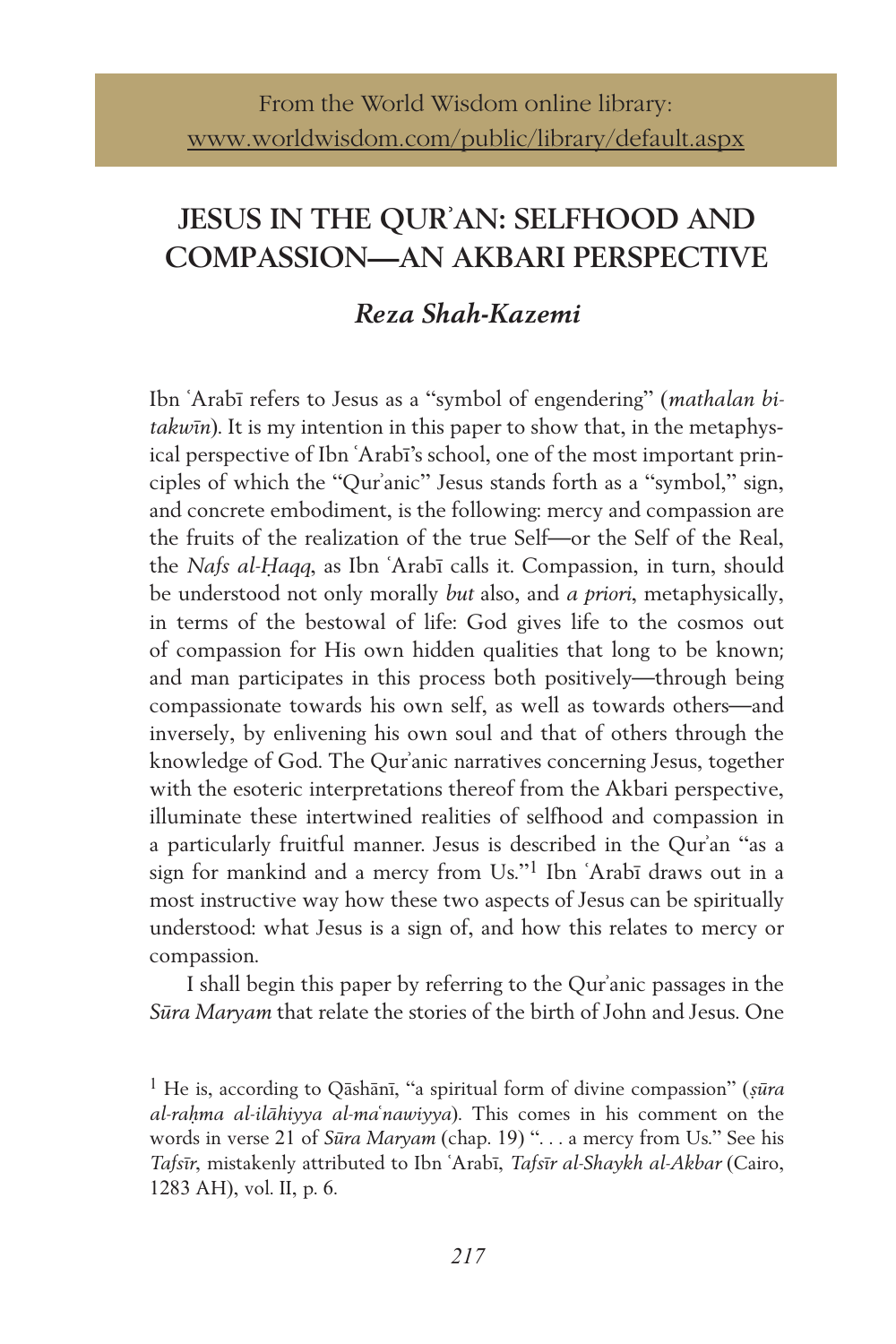From the World Wisdom online library:
www.worldwisdom.com/public/library/default.aspx

# JESUS IN THE QURʾAN: SELFHOOD AND COMPASSION—AN AKBARI PERSPECTIVE

## *Reza Shah-Kazemi*

Ibn ʿArabī refers to Jesus as a "symbol of engendering" (*mathalan bi-takwīn*). It is my intention in this paper to show that, in the metaphysical perspective of Ibn ʿArabī's school, one of the most important principles of which the "Qurʾanic" Jesus stands forth as a "symbol," sign, and concrete embodiment, is the following: mercy and compassion are the fruits of the realization of the true Self—or the Self of the Real, the *Nafs al-Ḥaqq*, as Ibn ʿArabī calls it. Compassion, in turn, should be understood not only morally *but* also, and *a priori*, metaphysically, in terms of the bestowal of life: God gives life to the cosmos out of compassion for His own hidden qualities that long to be known; and man participates in this process both positively—through being compassionate towards his own self, as well as towards others—and inversely, by enlivening his own soul and that of others through the knowledge of God. The Qurʾanic narratives concerning Jesus, together with the esoteric interpretations thereof from the Akbari perspective, illuminate these intertwined realities of selfhood and compassion in a particularly fruitful manner. Jesus is described in the Qurʾan "as a sign for mankind and a mercy from Us."[1] Ibn ʿArabī draws out in a most instructive way how these two aspects of Jesus can be spiritually understood: what Jesus is a sign of, and how this relates to mercy or compassion.

I shall begin this paper by referring to the Qurʾanic passages in the *Sūra Maryam* that relate the stories of the birth of John and Jesus. One

[1] He is, according to Qāshānī, "a spiritual form of divine compassion" (*ṣūra al-raḥma al-ilāhiyya al-maʿnawiyya*). This comes in his comment on the words in verse 21 of *Sūra Maryam* (chap. 19) ". . . a mercy from Us." See his *Tafsīr*, mistakenly attributed to Ibn ʿArabī, *Tafsīr al-Shaykh al-Akbar* (Cairo, 1283 AH), vol. II, p. 6.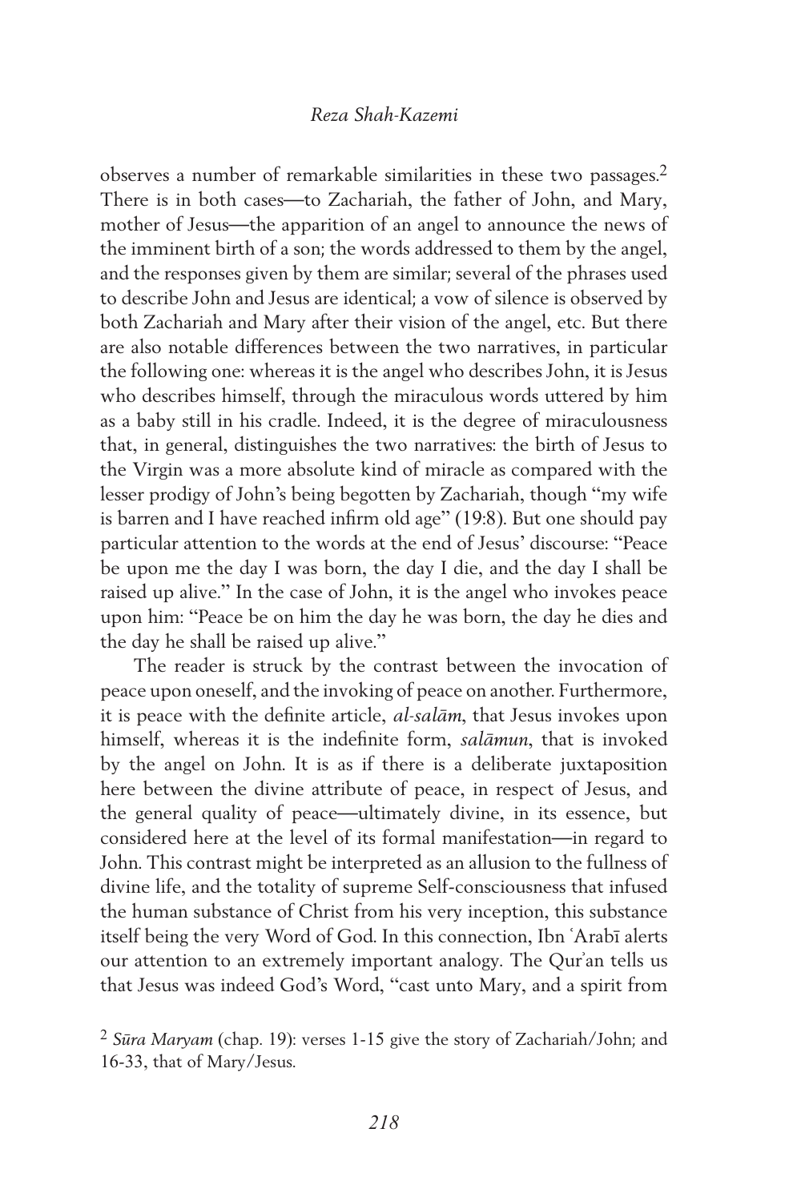observes a number of remarkable similarities in these two passages.[2] There is in both cases—to Zachariah, the father of John, and Mary, mother of Jesus—the apparition of an angel to announce the news of the imminent birth of a son; the words addressed to them by the angel, and the responses given by them are similar; several of the phrases used to describe John and Jesus are identical; a vow of silence is observed by both Zachariah and Mary after their vision of the angel, etc. But there are also notable differences between the two narratives, in particular the following one: whereas it is the angel who describes John, it is Jesus who describes himself, through the miraculous words uttered by him as a baby still in his cradle. Indeed, it is the degree of miraculousness that, in general, distinguishes the two narratives: the birth of Jesus to the Virgin was a more absolute kind of miracle as compared with the lesser prodigy of John's being begotten by Zachariah, though "my wife is barren and I have reached infirm old age" (19:8). But one should pay particular attention to the words at the end of Jesus' discourse: "Peace be upon me the day I was born, the day I die, and the day I shall be raised up alive." In the case of John, it is the angel who invokes peace upon him: "Peace be on him the day he was born, the day he dies and the day he shall be raised up alive."

The reader is struck by the contrast between the invocation of peace upon oneself, and the invoking of peace on another. Furthermore, it is peace with the definite article, *al-salām*, that Jesus invokes upon himself, whereas it is the indefinite form, *salāmun*, that is invoked by the angel on John. It is as if there is a deliberate juxtaposition here between the divine attribute of peace, in respect of Jesus, and the general quality of peace—ultimately divine, in its essence, but considered here at the level of its formal manifestation—in regard to John. This contrast might be interpreted as an allusion to the fullness of divine life, and the totality of supreme Self-consciousness that infused the human substance of Christ from his very inception, this substance itself being the very Word of God. In this connection, Ibn ʿArabī alerts our attention to an extremely important analogy. The Qurʾan tells us that Jesus was indeed God's Word, "cast unto Mary, and a spirit from

[2] *Sūra Maryam* (chap. 19): verses 1-15 give the story of Zachariah/John; and 16-33, that of Mary/Jesus.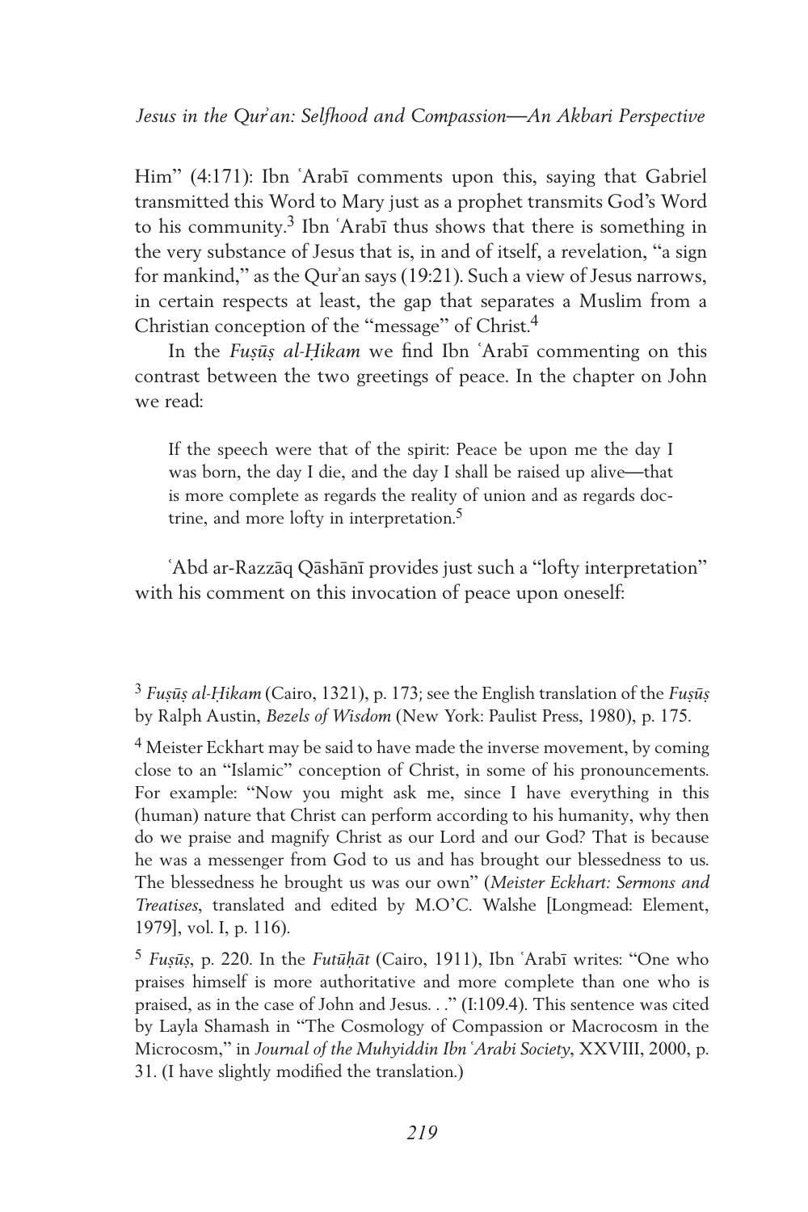Him" (4:171): Ibn ʿArabī comments upon this, saying that Gabriel transmitted this Word to Mary just as a prophet transmits God's Word to his community.[3] Ibn ʿArabī thus shows that there is something in the very substance of Jesus that is, in and of itself, a revelation, "a sign for mankind," as the Qurʾan says (19:21). Such a view of Jesus narrows, in certain respects at least, the gap that separates a Muslim from a Christian conception of the "message" of Christ.[4]

In the *Fuṣūṣ al-Ḥikam* we find Ibn ʿArabī commenting on this contrast between the two greetings of peace. In the chapter on John we read:

> If the speech were that of the spirit: Peace be upon me the day I was born, the day I die, and the day I shall be raised up alive—that is more complete as regards the reality of union and as regards doctrine, and more lofty in interpretation.[5]

ʿAbd ar-Razzāq Qāshānī provides just such a "lofty interpretation" with his comment on this invocation of peace upon oneself:

---

[3] *Fuṣūṣ al-Ḥikam* (Cairo, 1321), p. 173; see the English translation of the *Fuṣūṣ* by Ralph Austin, *Bezels of Wisdom* (New York: Paulist Press, 1980), p. 175.

[4] Meister Eckhart may be said to have made the inverse movement, by coming close to an "Islamic" conception of Christ, in some of his pronouncements. For example: "Now you might ask me, since I have everything in this (human) nature that Christ can perform according to his humanity, why then do we praise and magnify Christ as our Lord and our God? That is because he was a messenger from God to us and has brought our blessedness to us. The blessedness he brought us was our own" (*Meister Eckhart: Sermons and Treatises*, translated and edited by M.O'C. Walshe [Longmead: Element, 1979], vol. I, p. 116).

[5] *Fuṣūṣ*, p. 220. In the *Futūḥāt* (Cairo, 1911), Ibn ʿArabī writes: "One who praises himself is more authoritative and more complete than one who is praised, as in the case of John and Jesus. . ." (I:109.4). This sentence was cited by Layla Shamash in "The Cosmology of Compassion or Macrocosm in the Microcosm," in *Journal of the Muhyiddin Ibn ʿArabi Society*, XXVIII, 2000, p. 31. (I have slightly modified the translation.)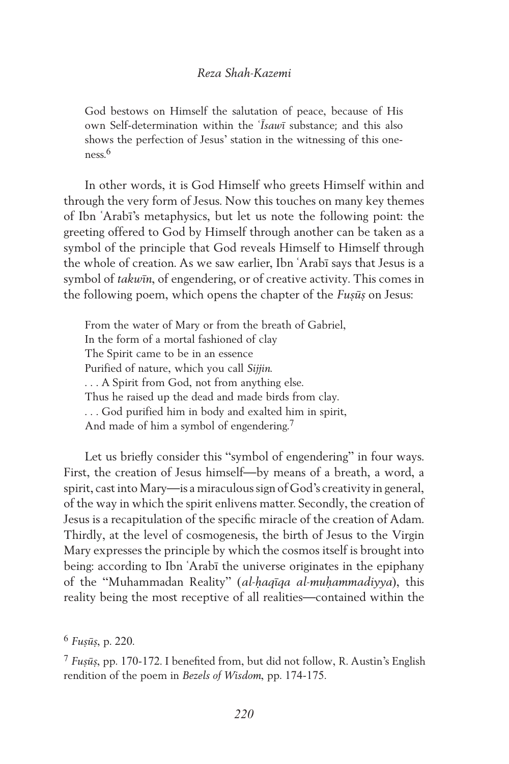> God bestows on Himself the salutation of peace, because of His own Self-determination within the *ʿĪsawī* substance; and this also shows the perfection of Jesus' station in the witnessing of this oneness.[6]

In other words, it is God Himself who greets Himself within and through the very form of Jesus. Now this touches on many key themes of Ibn ʿArabī's metaphysics, but let us note the following point: the greeting offered to God by Himself through another can be taken as a symbol of the principle that God reveals Himself to Himself through the whole of creation. As we saw earlier, Ibn ʿArabī says that Jesus is a symbol of *takwīn*, of engendering, or of creative activity. This comes in the following poem, which opens the chapter of the *Fuṣūṣ* on Jesus:

> From the water of Mary or from the breath of Gabriel,
> In the form of a mortal fashioned of clay
> The Spirit came to be in an essence
> Purified of nature, which you call *Sijjin*.
> . . . A Spirit from God, not from anything else.
> Thus he raised up the dead and made birds from clay.
> . . . God purified him in body and exalted him in spirit,
> And made of him a symbol of engendering.[7]

Let us briefly consider this "symbol of engendering" in four ways. First, the creation of Jesus himself—by means of a breath, a word, a spirit, cast into Mary—is a miraculous sign of God's creativity in general, of the way in which the spirit enlivens matter. Secondly, the creation of Jesus is a recapitulation of the specific miracle of the creation of Adam. Thirdly, at the level of cosmogenesis, the birth of Jesus to the Virgin Mary expresses the principle by which the cosmos itself is brought into being: according to Ibn ʿArabī the universe originates in the epiphany of the "Muhammadan Reality" (*al-ḥaqīqa al-muḥammadiyya*), this reality being the most receptive of all realities—contained within the

[6] *Fuṣūṣ*, p. 220.

[7] *Fuṣūṣ*, pp. 170-172. I benefited from, but did not follow, R. Austin's English rendition of the poem in *Bezels of Wisdom*, pp. 174-175.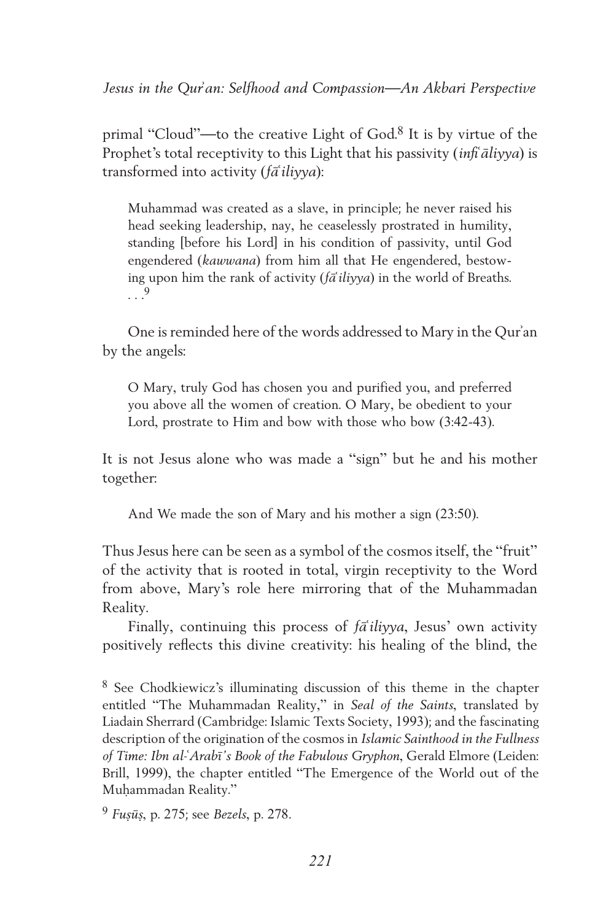primal "Cloud"—to the creative Light of God.[8] It is by virtue of the Prophet's total receptivity to this Light that his passivity (*infiʿāliyya*) is transformed into activity (*fāʿiliyya*):

> Muhammad was created as a slave, in principle; he never raised his head seeking leadership, nay, he ceaselessly prostrated in humility, standing [before his Lord] in his condition of passivity, until God engendered (*kawwana*) from him all that He engendered, bestowing upon him the rank of activity (*fāʿiliyya*) in the world of Breaths. . . .[9]

One is reminded here of the words addressed to Mary in the Qurʾan by the angels:

> O Mary, truly God has chosen you and purified you, and preferred you above all the women of creation. O Mary, be obedient to your Lord, prostrate to Him and bow with those who bow (3:42-43).

It is not Jesus alone who was made a "sign" but he and his mother together:

> And We made the son of Mary and his mother a sign (23:50).

Thus Jesus here can be seen as a symbol of the cosmos itself, the "fruit" of the activity that is rooted in total, virgin receptivity to the Word from above, Mary's role here mirroring that of the Muhammadan Reality.

Finally, continuing this process of *fāʿiliyya*, Jesus' own activity positively reflects this divine creativity: his healing of the blind, the

---

[8] See Chodkiewicz's illuminating discussion of this theme in the chapter entitled "The Muhammadan Reality," in *Seal of the Saints*, translated by Liadain Sherrard (Cambridge: Islamic Texts Society, 1993); and the fascinating description of the origination of the cosmos in *Islamic Sainthood in the Fullness of Time: Ibn al-ʿArabī's Book of the Fabulous Gryphon*, Gerald Elmore (Leiden: Brill, 1999), the chapter entitled "The Emergence of the World out of the Muḥammadan Reality."

[9] *Fuṣūṣ*, p. 275; see *Bezels*, p. 278.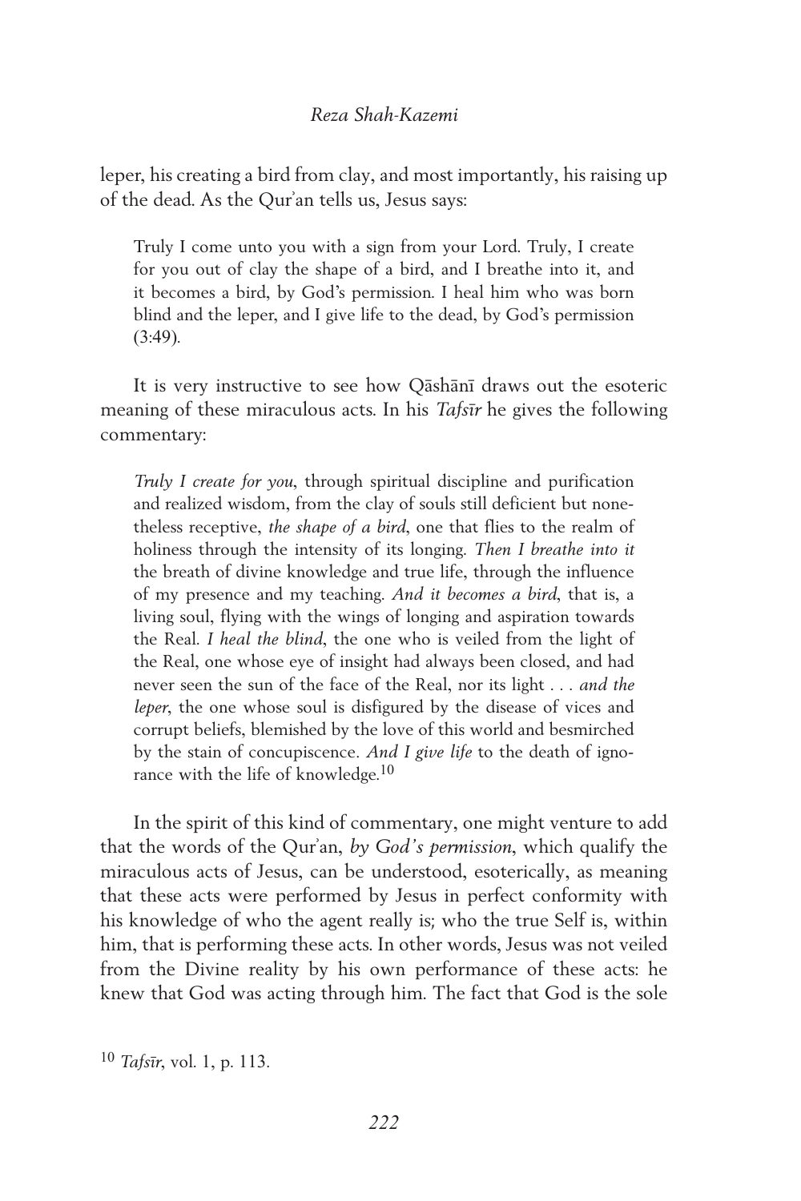leper, his creating a bird from clay, and most importantly, his raising up of the dead. As the Qur'an tells us, Jesus says:

> Truly I come unto you with a sign from your Lord. Truly, I create for you out of clay the shape of a bird, and I breathe into it, and it becomes a bird, by God's permission. I heal him who was born blind and the leper, and I give life to the dead, by God's permission (3:49).

It is very instructive to see how Qāshānī draws out the esoteric meaning of these miraculous acts. In his *Tafsīr* he gives the following commentary:

> *Truly I create for you*, through spiritual discipline and purification and realized wisdom, from the clay of souls still deficient but nonetheless receptive, *the shape of a bird*, one that flies to the realm of holiness through the intensity of its longing. *Then I breathe into it* the breath of divine knowledge and true life, through the influence of my presence and my teaching. *And it becomes a bird*, that is, a living soul, flying with the wings of longing and aspiration towards the Real. *I heal the blind*, the one who is veiled from the light of the Real, one whose eye of insight had always been closed, and had never seen the sun of the face of the Real, nor its light . . . *and the leper*, the one whose soul is disfigured by the disease of vices and corrupt beliefs, blemished by the love of this world and besmirched by the stain of concupiscence. *And I give life* to the death of ignorance with the life of knowledge.[10]

In the spirit of this kind of commentary, one might venture to add that the words of the Qur'an, *by God's permission*, which qualify the miraculous acts of Jesus, can be understood, esoterically, as meaning that these acts were performed by Jesus in perfect conformity with his knowledge of who the agent really is; who the true Self is, within him, that is performing these acts. In other words, Jesus was not veiled from the Divine reality by his own performance of these acts: he knew that God was acting through him. The fact that God is the sole

[10] *Tafsīr*, vol. 1, p. 113.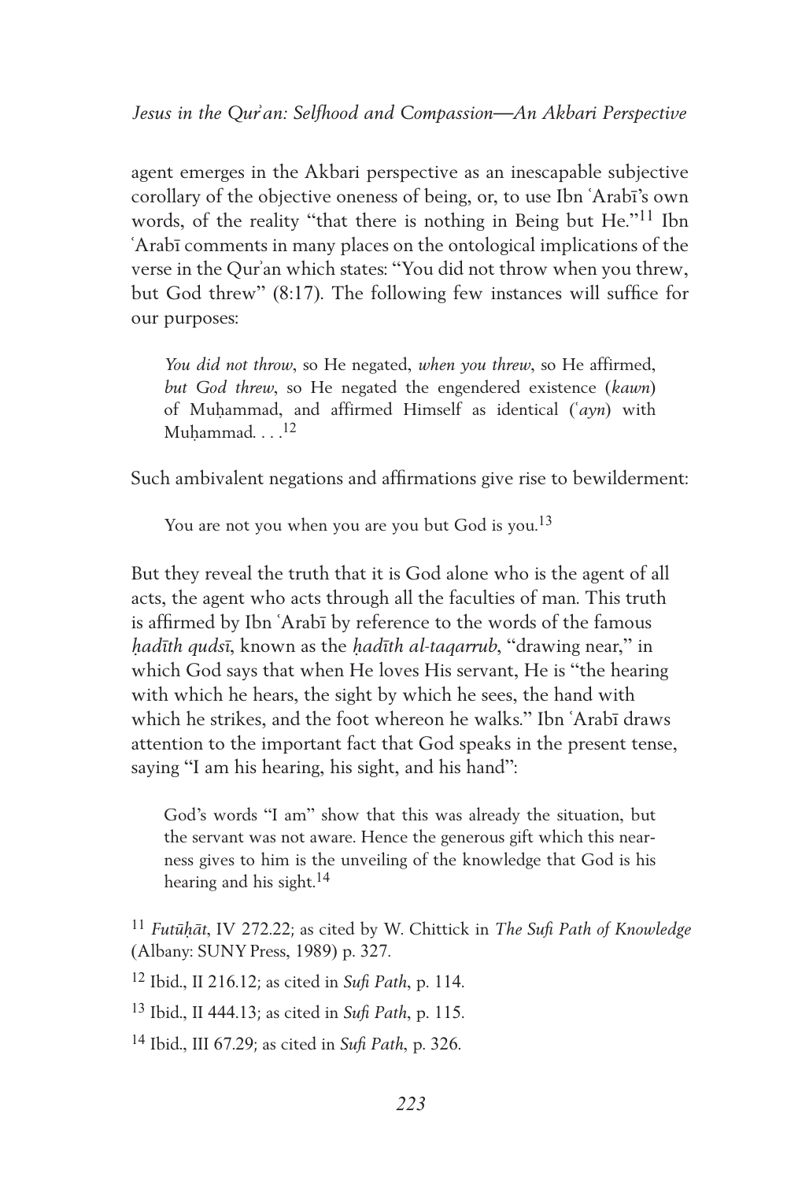agent emerges in the Akbari perspective as an inescapable subjective corollary of the objective oneness of being, or, to use Ibn ʿArabī's own words, of the reality "that there is nothing in Being but He."[11] Ibn ʿArabī comments in many places on the ontological implications of the verse in the Qurʾan which states: "You did not throw when you threw, but God threw" (8:17). The following few instances will suffice for our purposes:

> *You did not throw*, so He negated, *when you threw*, so He affirmed, *but God threw*, so He negated the engendered existence (*kawn*) of Muḥammad, and affirmed Himself as identical (*ʿayn*) with Muḥammad. . . .[12]

Such ambivalent negations and affirmations give rise to bewilderment:

> You are not you when you are you but God is you.[13]

But they reveal the truth that it is God alone who is the agent of all acts, the agent who acts through all the faculties of man. This truth is affirmed by Ibn ʿArabī by reference to the words of the famous *ḥadīth qudsī*, known as the *ḥadīth al-taqarrub*, "drawing near," in which God says that when He loves His servant, He is "the hearing with which he hears, the sight by which he sees, the hand with which he strikes, and the foot whereon he walks." Ibn ʿArabī draws attention to the important fact that God speaks in the present tense, saying "I am his hearing, his sight, and his hand":

> God's words "I am" show that this was already the situation, but the servant was not aware. Hence the generous gift which this nearness gives to him is the unveiling of the knowledge that God is his hearing and his sight.[14]

[11] *Futūḥāt*, IV 272.22; as cited by W. Chittick in *The Sufi Path of Knowledge* (Albany: SUNY Press, 1989) p. 327.

[12] Ibid., II 216.12; as cited in *Sufi Path*, p. 114.

[13] Ibid., II 444.13; as cited in *Sufi Path*, p. 115.

[14] Ibid., III 67.29; as cited in *Sufi Path*, p. 326.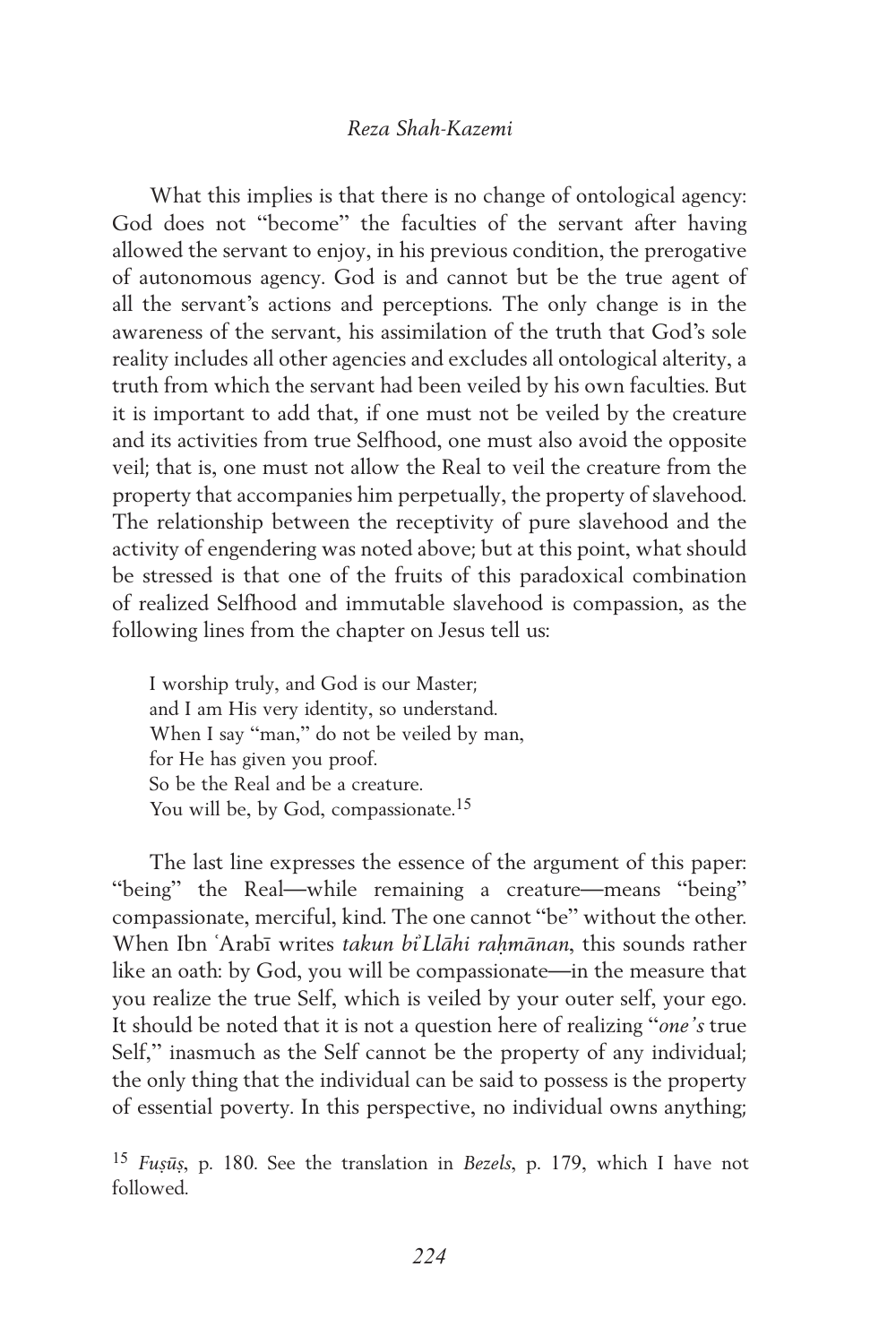What this implies is that there is no change of ontological agency: God does not "become" the faculties of the servant after having allowed the servant to enjoy, in his previous condition, the prerogative of autonomous agency. God is and cannot but be the true agent of all the servant's actions and perceptions. The only change is in the awareness of the servant, his assimilation of the truth that God's sole reality includes all other agencies and excludes all ontological alterity, a truth from which the servant had been veiled by his own faculties. But it is important to add that, if one must not be veiled by the creature and its activities from true Selfhood, one must also avoid the opposite veil; that is, one must not allow the Real to veil the creature from the property that accompanies him perpetually, the property of slavehood. The relationship between the receptivity of pure slavehood and the activity of engendering was noted above; but at this point, what should be stressed is that one of the fruits of this paradoxical combination of realized Selfhood and immutable slavehood is compassion, as the following lines from the chapter on Jesus tell us:

> I worship truly, and God is our Master;
> and I am His very identity, so understand.
> When I say "man," do not be veiled by man,
> for He has given you proof.
> So be the Real and be a creature.
> You will be, by God, compassionate.[15]

The last line expresses the essence of the argument of this paper: "being" the Real—while remaining a creature—means "being" compassionate, merciful, kind. The one cannot "be" without the other. When Ibn ʿArabī writes *takun biʾLlāhi raḥmānan*, this sounds rather like an oath: by God, you will be compassionate—in the measure that you realize the true Self, which is veiled by your outer self, your ego. It should be noted that it is not a question here of realizing "*one's* true Self," inasmuch as the Self cannot be the property of any individual; the only thing that the individual can be said to possess is the property of essential poverty. In this perspective, no individual owns anything;

[15] *Fuṣūṣ*, p. 180. See the translation in *Bezels*, p. 179, which I have not followed.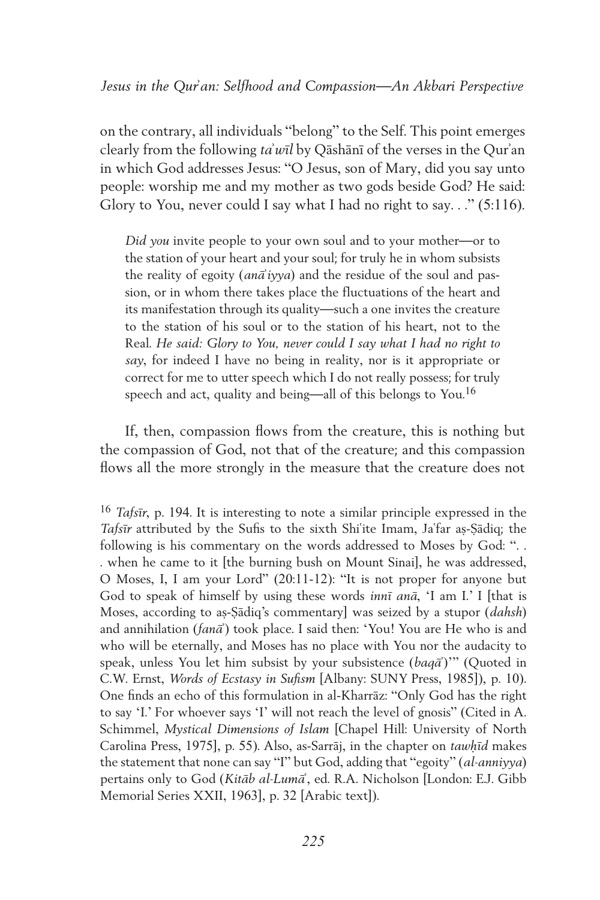on the contrary, all individuals "belong" to the Self. This point emerges clearly from the following *taʾwīl* by Qāshānī of the verses in the Qurʾan in which God addresses Jesus: "O Jesus, son of Mary, did you say unto people: worship me and my mother as two gods beside God? He said: Glory to You, never could I say what I had no right to say. . ." (5:116).

> *Did you* invite people to your own soul and to your mother—or to the station of your heart and your soul; for truly he in whom subsists the reality of egoity (*anāʾiyya*) and the residue of the soul and passion, or in whom there takes place the fluctuations of the heart and its manifestation through its quality—such a one invites the creature to the station of his soul or to the station of his heart, not to the Real. *He said: Glory to You, never could I say what I had no right to say*, for indeed I have no being in reality, nor is it appropriate or correct for me to utter speech which I do not really possess; for truly speech and act, quality and being—all of this belongs to You.[16]

If, then, compassion flows from the creature, this is nothing but the compassion of God, not that of the creature; and this compassion flows all the more strongly in the measure that the creature does not

---

[16] *Tafsīr*, p. 194. It is interesting to note a similar principle expressed in the *Tafsīr* attributed by the Sufis to the sixth Shiʿite Imam, Jaʿfar aṣ-Ṣādiq; the following is his commentary on the words addressed to Moses by God: ". . . when he came to it [the burning bush on Mount Sinai], he was addressed, O Moses, I, I am your Lord" (20:11-12): "It is not proper for anyone but God to speak of himself by using these words *innī anā*, 'I am I.' I [that is Moses, according to aṣ-Ṣādiq's commentary] was seized by a stupor (*dahsh*) and annihilation (*fanāʾ*) took place. I said then: 'You! You are He who is and who will be eternally, and Moses has no place with You nor the audacity to speak, unless You let him subsist by your subsistence (*baqāʾ*)'" (Quoted in C.W. Ernst, *Words of Ecstasy in Sufism* [Albany: SUNY Press, 1985]), p. 10). One finds an echo of this formulation in al-Kharrāz: "Only God has the right to say 'I.' For whoever says 'I' will not reach the level of gnosis" (Cited in A. Schimmel, *Mystical Dimensions of Islam* [Chapel Hill: University of North Carolina Press, 1975], p. 55). Also, as-Sarrāj, in the chapter on *tawḥīd* makes the statement that none can say "I" but God, adding that "egoity" (*al-anniyya*) pertains only to God (*Kitāb al-Lumaʿ*, ed. R.A. Nicholson [London: E.J. Gibb Memorial Series XXII, 1963], p. 32 [Arabic text]).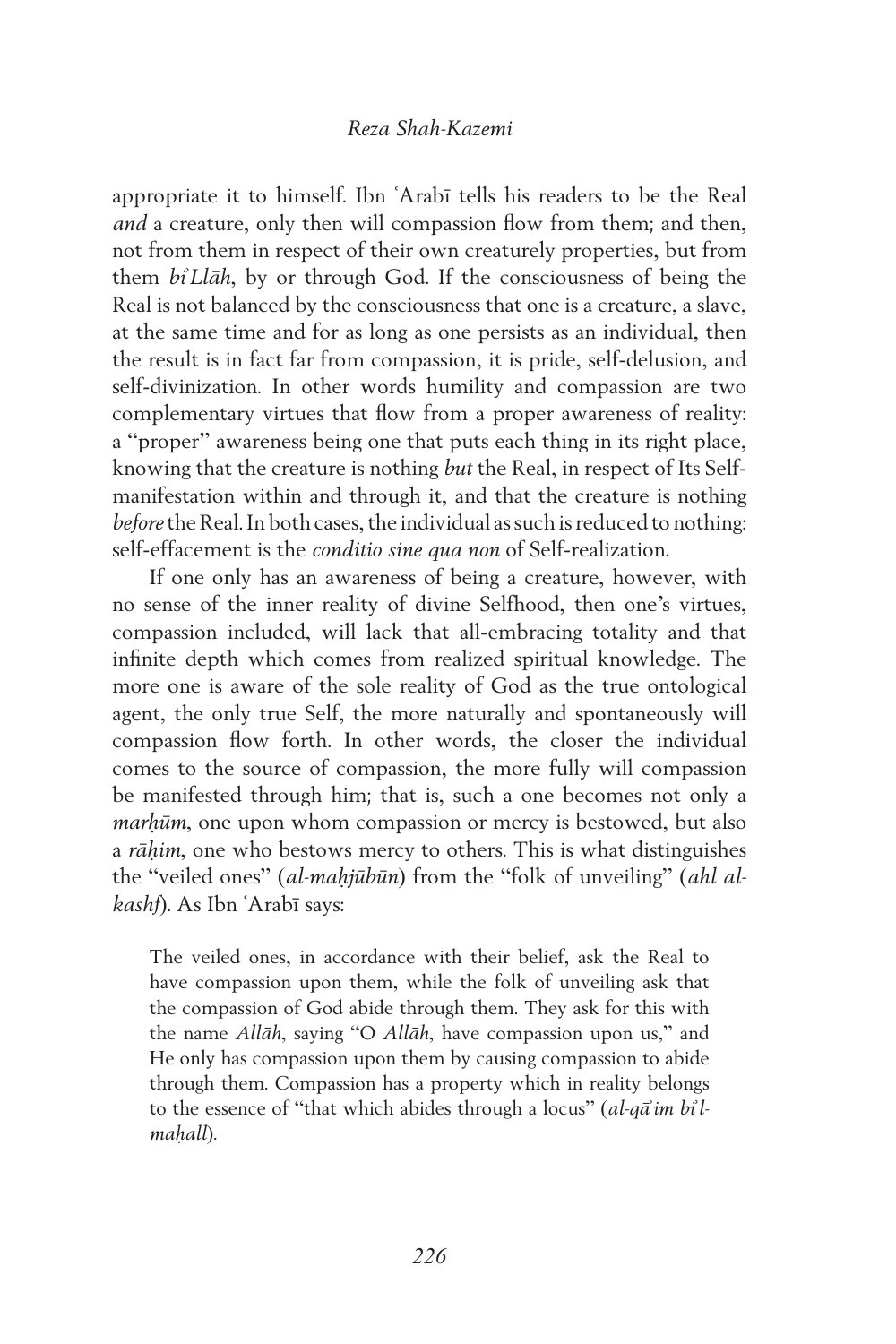appropriate it to himself. Ibn ʿArabī tells his readers to be the Real *and* a creature, only then will compassion flow from them; and then, not from them in respect of their own creaturely properties, but from them *biʾLlāh*, by or through God. If the consciousness of being the Real is not balanced by the consciousness that one is a creature, a slave, at the same time and for as long as one persists as an individual, then the result is in fact far from compassion, it is pride, self-delusion, and self-divinization. In other words humility and compassion are two complementary virtues that flow from a proper awareness of reality: a "proper" awareness being one that puts each thing in its right place, knowing that the creature is nothing *but* the Real, in respect of Its Self-manifestation within and through it, and that the creature is nothing *before* the Real. In both cases, the individual as such is reduced to nothing: self-effacement is the *conditio sine qua non* of Self-realization.

If one only has an awareness of being a creature, however, with no sense of the inner reality of divine Selfhood, then one's virtues, compassion included, will lack that all-embracing totality and that infinite depth which comes from realized spiritual knowledge. The more one is aware of the sole reality of God as the true ontological agent, the only true Self, the more naturally and spontaneously will compassion flow forth. In other words, the closer the individual comes to the source of compassion, the more fully will compassion be manifested through him; that is, such a one becomes not only a *marḥūm*, one upon whom compassion or mercy is bestowed, but also a *rāḥim*, one who bestows mercy to others. This is what distinguishes the "veiled ones" (*al-maḥjūbūn*) from the "folk of unveiling" (*ahl al-kashf*). As Ibn ʿArabī says:

> The veiled ones, in accordance with their belief, ask the Real to have compassion upon them, while the folk of unveiling ask that the compassion of God abide through them. They ask for this with the name *Allāh*, saying "O *Allāh*, have compassion upon us," and He only has compassion upon them by causing compassion to abide through them. Compassion has a property which in reality belongs to the essence of "that which abides through a locus" (*al-qāʾim biʾl-maḥall*).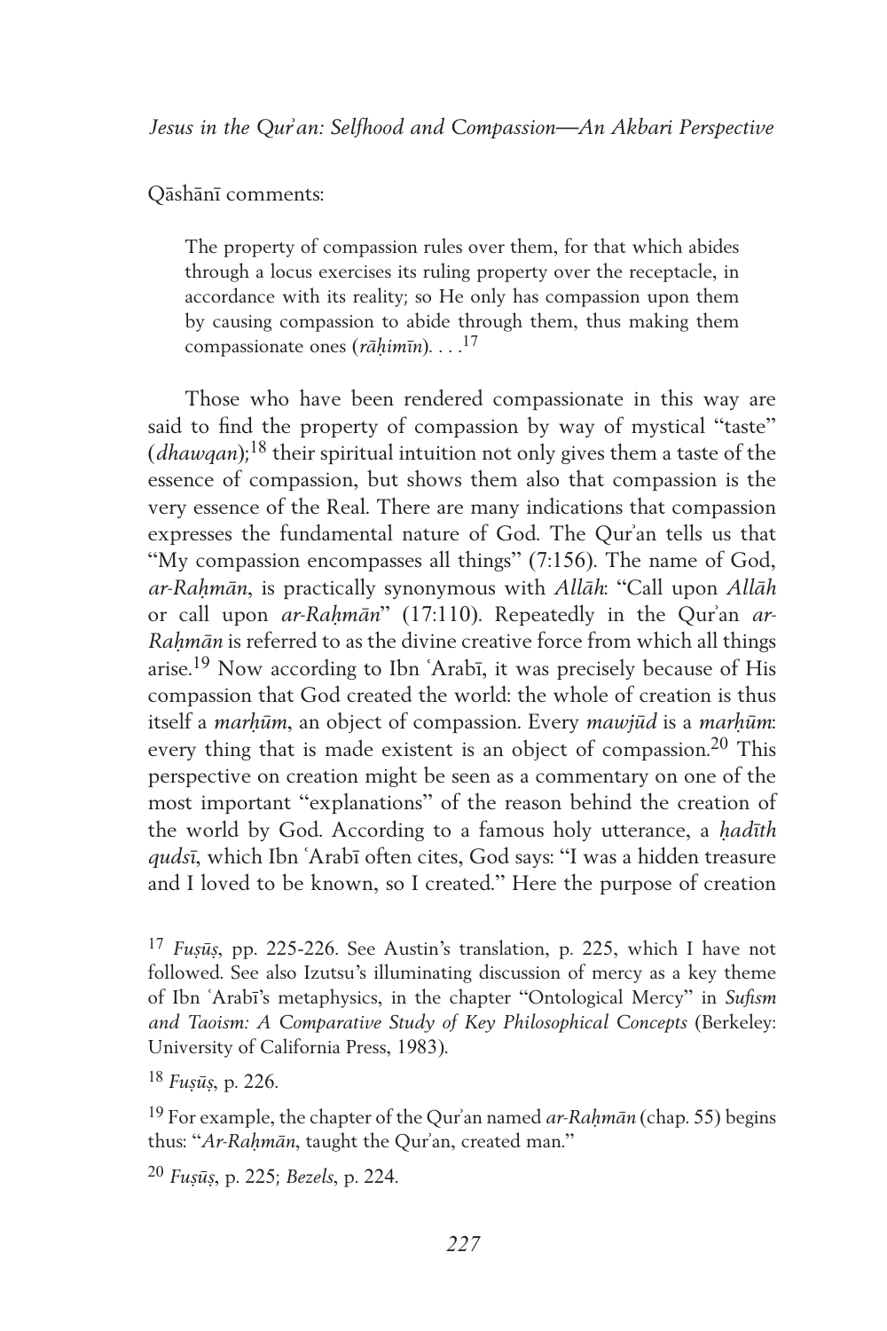Qāshānī comments:

> The property of compassion rules over them, for that which abides through a locus exercises its ruling property over the receptacle, in accordance with its reality; so He only has compassion upon them by causing compassion to abide through them, thus making them compassionate ones (*rāḥimīn*). . . .[17]

Those who have been rendered compassionate in this way are said to find the property of compassion by way of mystical "taste" (*dhawqan*);[18] their spiritual intuition not only gives them a taste of the essence of compassion, but shows them also that compassion is the very essence of the Real. There are many indications that compassion expresses the fundamental nature of God. The Qur᾽an tells us that "My compassion encompasses all things" (7:156). The name of God, *ar-Raḥmān*, is practically synonymous with *Allāh*: "Call upon *Allāh* or call upon *ar-Raḥmān*" (17:110). Repeatedly in the Qur᾽an *ar-Raḥmān* is referred to as the divine creative force from which all things arise.[19] Now according to Ibn ʿArabī, it was precisely because of His compassion that God created the world: the whole of creation is thus itself a *marḥūm*, an object of compassion. Every *mawjūd* is a *marḥūm*: every thing that is made existent is an object of compassion.[20] This perspective on creation might be seen as a commentary on one of the most important "explanations" of the reason behind the creation of the world by God. According to a famous holy utterance, a *ḥadīth qudsī*, which Ibn ʿArabī often cites, God says: "I was a hidden treasure and I loved to be known, so I created." Here the purpose of creation

---

[17] *Fuṣūṣ*, pp. 225-226. See Austin's translation, p. 225, which I have not followed. See also Izutsu's illuminating discussion of mercy as a key theme of Ibn ʿArabī's metaphysics, in the chapter "Ontological Mercy" in *Sufism and Taoism: A Comparative Study of Key Philosophical Concepts* (Berkeley: University of California Press, 1983).

[18] *Fuṣūṣ*, p. 226.

[19] For example, the chapter of the Qur᾽an named *ar-Raḥmān* (chap. 55) begins thus: "*Ar-Raḥmān*, taught the Qur᾽an, created man."

[20] *Fuṣūṣ*, p. 225; *Bezels*, p. 224.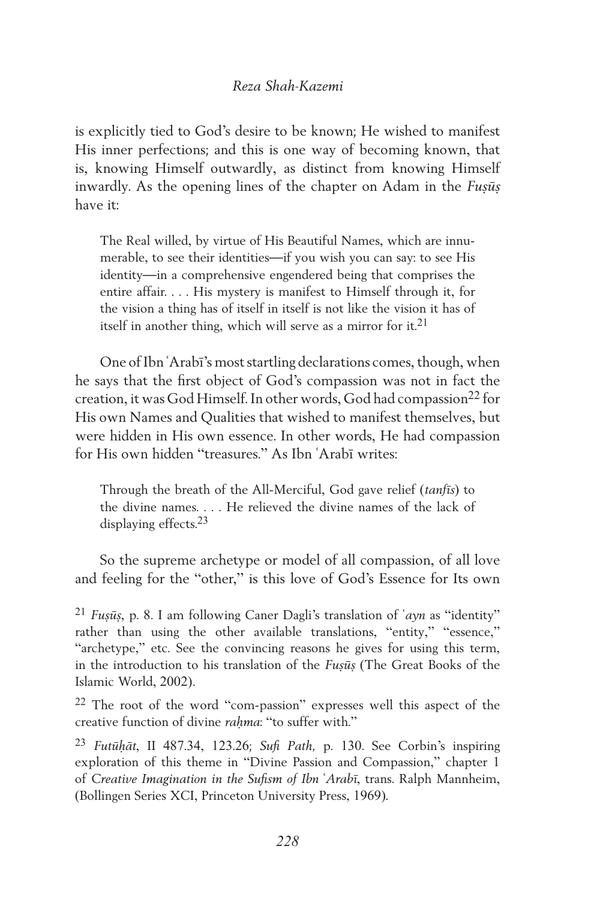is explicitly tied to God's desire to be known; He wished to manifest His inner perfections; and this is one way of becoming known, that is, knowing Himself outwardly, as distinct from knowing Himself inwardly. As the opening lines of the chapter on Adam in the *Fuṣūṣ* have it:

> The Real willed, by virtue of His Beautiful Names, which are innumerable, to see their identities—if you wish you can say: to see His identity—in a comprehensive engendered being that comprises the entire affair. . . . His mystery is manifest to Himself through it, for the vision a thing has of itself in itself is not like the vision it has of itself in another thing, which will serve as a mirror for it.[21]

One of Ibn ʿArabī's most startling declarations comes, though, when he says that the first object of God's compassion was not in fact the creation, it was God Himself. In other words, God had compassion[22] for His own Names and Qualities that wished to manifest themselves, but were hidden in His own essence. In other words, He had compassion for His own hidden "treasures." As Ibn ʿArabī writes:

> Through the breath of the All-Merciful, God gave relief (*tanfīs*) to the divine names. . . . He relieved the divine names of the lack of displaying effects.[23]

So the supreme archetype or model of all compassion, of all love and feeling for the "other," is this love of God's Essence for Its own

---

[21] *Fuṣūṣ*, p. 8. I am following Caner Dagli's translation of *ʿayn* as "identity" rather than using the other available translations, "entity," "essence," "archetype," etc. See the convincing reasons he gives for using this term, in the introduction to his translation of the *Fuṣūṣ* (The Great Books of the Islamic World, 2002).

[22] The root of the word "com-passion" expresses well this aspect of the creative function of divine *raḥma*: "to suffer with."

[23] *Futūḥāt*, II 487.34, 123.26; *Sufi Path,* p. 130. See Corbin's inspiring exploration of this theme in "Divine Passion and Compassion," chapter 1 of *Creative Imagination in the Sufism of Ibn ʿArabī*, trans. Ralph Mannheim, (Bollingen Series XCI, Princeton University Press, 1969).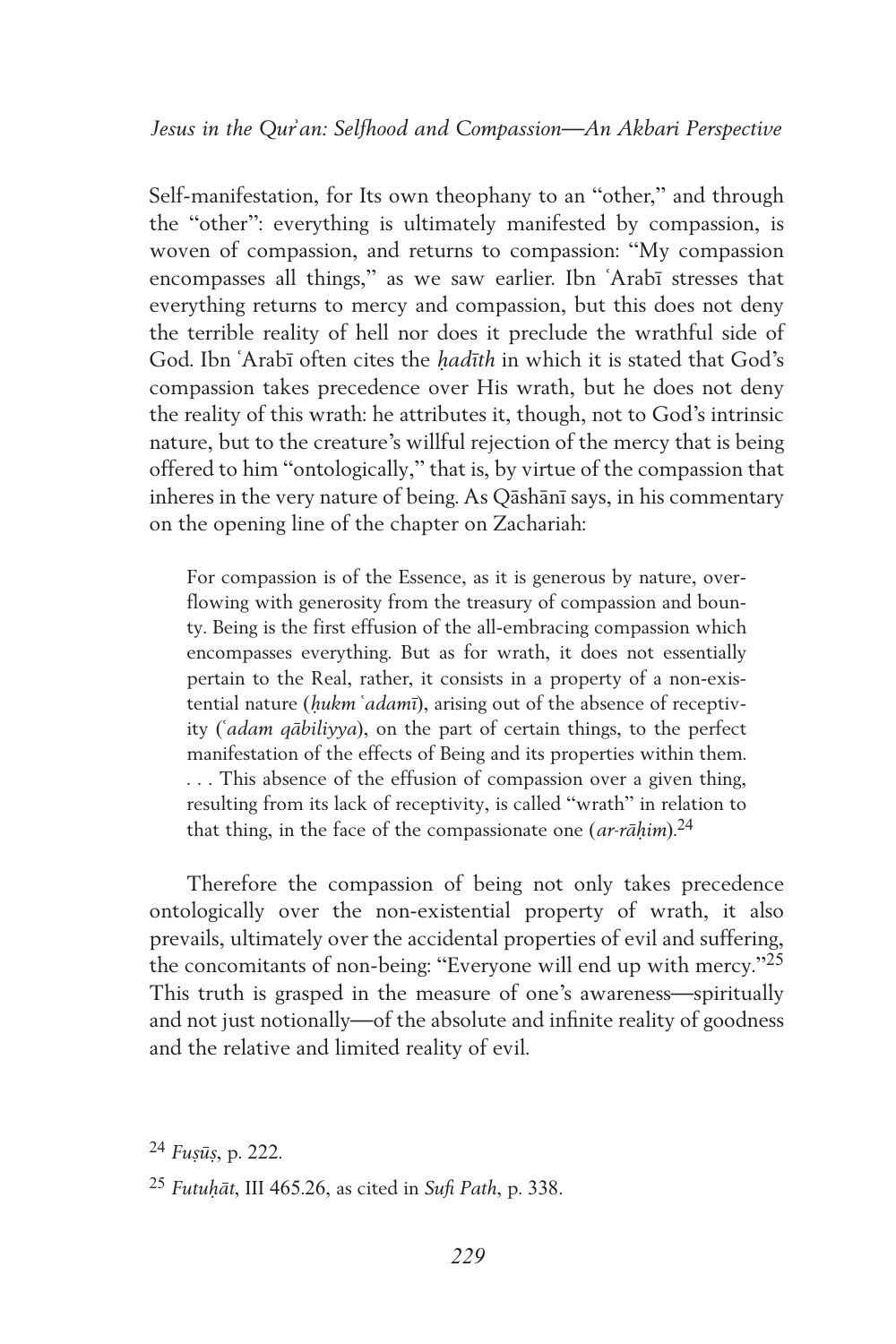Self-manifestation, for Its own theophany to an "other," and through the "other": everything is ultimately manifested by compassion, is woven of compassion, and returns to compassion: "My compassion encompasses all things," as we saw earlier. Ibn ʿArabī stresses that everything returns to mercy and compassion, but this does not deny the terrible reality of hell nor does it preclude the wrathful side of God. Ibn ʿArabī often cites the *ḥadīth* in which it is stated that God's compassion takes precedence over His wrath, but he does not deny the reality of this wrath: he attributes it, though, not to God's intrinsic nature, but to the creature's willful rejection of the mercy that is being offered to him "ontologically," that is, by virtue of the compassion that inheres in the very nature of being. As Qāshānī says, in his commentary on the opening line of the chapter on Zachariah:

> For compassion is of the Essence, as it is generous by nature, overflowing with generosity from the treasury of compassion and bounty. Being is the first effusion of the all-embracing compassion which encompasses everything. But as for wrath, it does not essentially pertain to the Real, rather, it consists in a property of a non-existential nature (*ḥukm ʿadamī*), arising out of the absence of receptivity (*ʿadam qābiliyya*), on the part of certain things, to the perfect manifestation of the effects of Being and its properties within them. . . . This absence of the effusion of compassion over a given thing, resulting from its lack of receptivity, is called "wrath" in relation to that thing, in the face of the compassionate one (*ar-rāḥim*).[24]

Therefore the compassion of being not only takes precedence ontologically over the non-existential property of wrath, it also prevails, ultimately over the accidental properties of evil and suffering, the concomitants of non-being: "Everyone will end up with mercy."[25] This truth is grasped in the measure of one's awareness—spiritually and not just notionally—of the absolute and infinite reality of goodness and the relative and limited reality of evil.

---

[24] *Fuṣūṣ*, p. 222.

[25] *Futuḥāt*, III 465.26, as cited in *Sufi Path*, p. 338.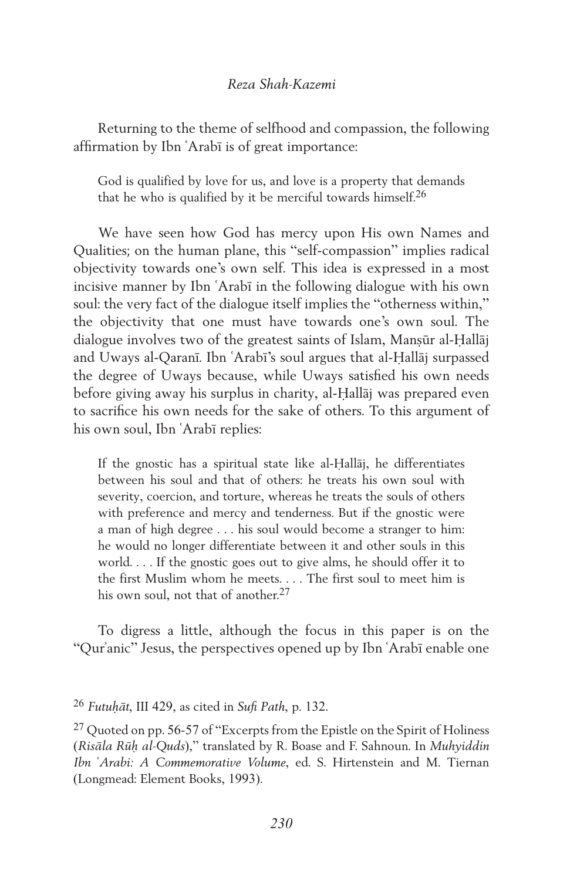Returning to the theme of selfhood and compassion, the following affirmation by Ibn ʿArabī is of great importance:

> God is qualified by love for us, and love is a property that demands that he who is qualified by it be merciful towards himself.[26]

We have seen how God has mercy upon His own Names and Qualities; on the human plane, this "self-compassion" implies radical objectivity towards one's own self. This idea is expressed in a most incisive manner by Ibn ʿArabī in the following dialogue with his own soul: the very fact of the dialogue itself implies the "otherness within," the objectivity that one must have towards one's own soul. The dialogue involves two of the greatest saints of Islam, Manṣūr al-Ḥallāj and Uways al-Qaranī. Ibn ʿArabī's soul argues that al-Ḥallāj surpassed the degree of Uways because, while Uways satisfied his own needs before giving away his surplus in charity, al-Ḥallāj was prepared even to sacrifice his own needs for the sake of others. To this argument of his own soul, Ibn ʿArabī replies:

> If the gnostic has a spiritual state like al-Ḥallāj, he differentiates between his soul and that of others: he treats his own soul with severity, coercion, and torture, whereas he treats the souls of others with preference and mercy and tenderness. But if the gnostic were a man of high degree . . . his soul would become a stranger to him: he would no longer differentiate between it and other souls in this world. . . . If the gnostic goes out to give alms, he should offer it to the first Muslim whom he meets. . . . The first soul to meet him is his own soul, not that of another.[27]

To digress a little, although the focus in this paper is on the "Qurʾanic" Jesus, the perspectives opened up by Ibn ʿArabī enable one

---

[26] *Futuḥāt*, III 429, as cited in *Sufi Path*, p. 132.

[27] Quoted on pp. 56-57 of "Excerpts from the Epistle on the Spirit of Holiness (*Risāla Rūḥ al-Quds*)," translated by R. Boase and F. Sahnoun. In *Muhyiddin Ibn ʿArabi: A Commemorative Volume*, ed. S. Hirtenstein and M. Tiernan (Longmead: Element Books, 1993).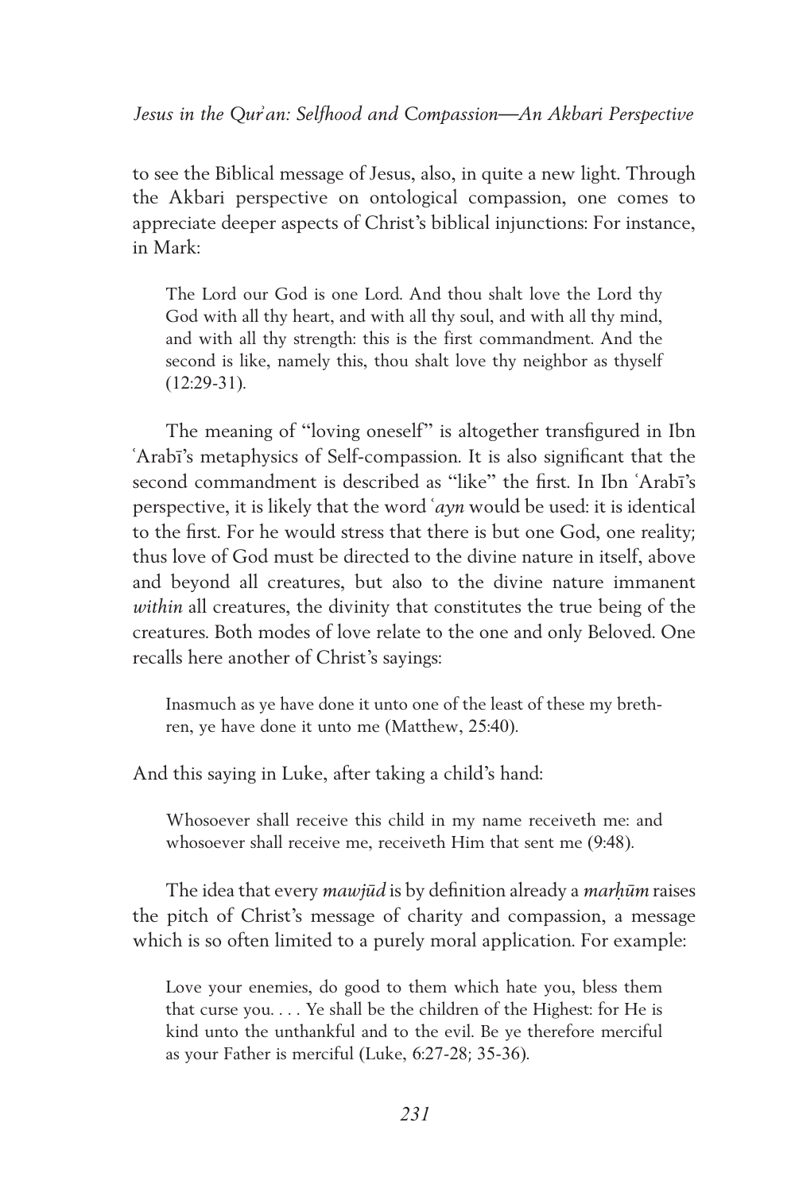to see the Biblical message of Jesus, also, in quite a new light. Through the Akbari perspective on ontological compassion, one comes to appreciate deeper aspects of Christ's biblical injunctions: For instance, in Mark:

> The Lord our God is one Lord. And thou shalt love the Lord thy God with all thy heart, and with all thy soul, and with all thy mind, and with all thy strength: this is the first commandment. And the second is like, namely this, thou shalt love thy neighbor as thyself (12:29-31).

The meaning of "loving oneself" is altogether transfigured in Ibn ʿArabī's metaphysics of Self-compassion. It is also significant that the second commandment is described as "like" the first. In Ibn ʿArabī's perspective, it is likely that the word *ʿayn* would be used: it is identical to the first. For he would stress that there is but one God, one reality; thus love of God must be directed to the divine nature in itself, above and beyond all creatures, but also to the divine nature immanent *within* all creatures, the divinity that constitutes the true being of the creatures. Both modes of love relate to the one and only Beloved. One recalls here another of Christ's sayings:

> Inasmuch as ye have done it unto one of the least of these my brethren, ye have done it unto me (Matthew, 25:40).

And this saying in Luke, after taking a child's hand:

> Whosoever shall receive this child in my name receiveth me: and whosoever shall receive me, receiveth Him that sent me (9:48).

The idea that every *mawjūd* is by definition already a *marḥūm* raises the pitch of Christ's message of charity and compassion, a message which is so often limited to a purely moral application. For example:

> Love your enemies, do good to them which hate you, bless them that curse you. . . . Ye shall be the children of the Highest: for He is kind unto the unthankful and to the evil. Be ye therefore merciful as your Father is merciful (Luke, 6:27-28; 35-36).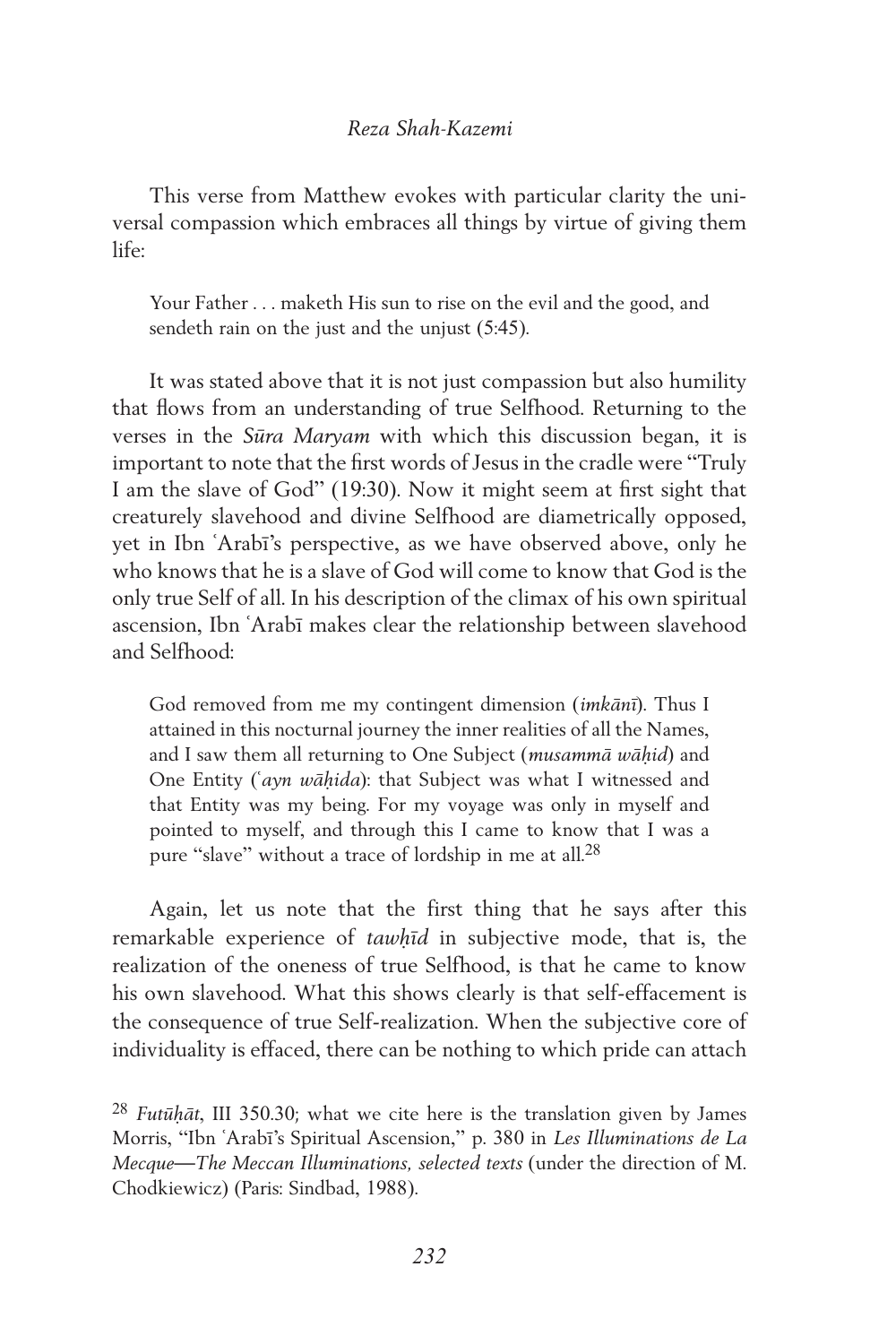This verse from Matthew evokes with particular clarity the universal compassion which embraces all things by virtue of giving them life:

> Your Father . . . maketh His sun to rise on the evil and the good, and sendeth rain on the just and the unjust (5:45).

It was stated above that it is not just compassion but also humility that flows from an understanding of true Selfhood. Returning to the verses in the *Sūra Maryam* with which this discussion began, it is important to note that the first words of Jesus in the cradle were "Truly I am the slave of God" (19:30). Now it might seem at first sight that creaturely slavehood and divine Selfhood are diametrically opposed, yet in Ibn ʿArabī's perspective, as we have observed above, only he who knows that he is a slave of God will come to know that God is the only true Self of all. In his description of the climax of his own spiritual ascension, Ibn ʿArabī makes clear the relationship between slavehood and Selfhood:

> God removed from me my contingent dimension (*imkānī*). Thus I attained in this nocturnal journey the inner realities of all the Names, and I saw them all returning to One Subject (*musammā wāḥid*) and One Entity (*ʿayn wāḥida*): that Subject was what I witnessed and that Entity was my being. For my voyage was only in myself and pointed to myself, and through this I came to know that I was a pure "slave" without a trace of lordship in me at all.[28]

Again, let us note that the first thing that he says after this remarkable experience of *tawḥīd* in subjective mode, that is, the realization of the oneness of true Selfhood, is that he came to know his own slavehood. What this shows clearly is that self-effacement is the consequence of true Self-realization. When the subjective core of individuality is effaced, there can be nothing to which pride can attach

[28] *Futūḥāt*, III 350.30; what we cite here is the translation given by James Morris, "Ibn ʿArabī's Spiritual Ascension," p. 380 in *Les Illuminations de La Mecque—The Meccan Illuminations, selected texts* (under the direction of M. Chodkiewicz) (Paris: Sindbad, 1988).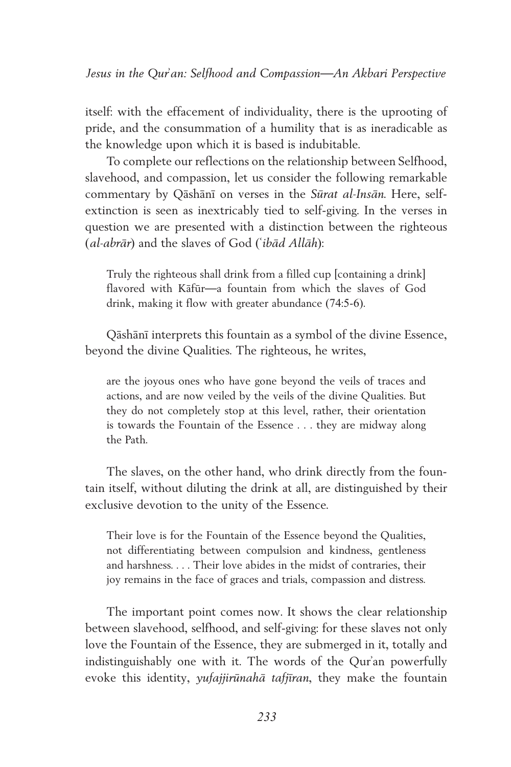itself: with the effacement of individuality, there is the uprooting of pride, and the consummation of a humility that is as ineradicable as the knowledge upon which it is based is indubitable.

To complete our reflections on the relationship between Selfhood, slavehood, and compassion, let us consider the following remarkable commentary by Qāshānī on verses in the *Sūrat al-Insān.* Here, self-extinction is seen as inextricably tied to self-giving. In the verses in question we are presented with a distinction between the righteous (*al-abrār*) and the slaves of God (*ʿibād Allāh*):

> Truly the righteous shall drink from a filled cup [containing a drink] flavored with Kāfūr—a fountain from which the slaves of God drink, making it flow with greater abundance (74:5-6).

Qāshānī interprets this fountain as a symbol of the divine Essence, beyond the divine Qualities. The righteous, he writes,

> are the joyous ones who have gone beyond the veils of traces and actions, and are now veiled by the veils of the divine Qualities. But they do not completely stop at this level, rather, their orientation is towards the Fountain of the Essence . . . they are midway along the Path.

The slaves, on the other hand, who drink directly from the fountain itself, without diluting the drink at all, are distinguished by their exclusive devotion to the unity of the Essence.

> Their love is for the Fountain of the Essence beyond the Qualities, not differentiating between compulsion and kindness, gentleness and harshness. . . . Their love abides in the midst of contraries, their joy remains in the face of graces and trials, compassion and distress.

The important point comes now. It shows the clear relationship between slavehood, selfhood, and self-giving: for these slaves not only love the Fountain of the Essence, they are submerged in it, totally and indistinguishably one with it. The words of the Qurʾan powerfully evoke this identity, *yufajjirūnahā tafjīran*, they make the fountain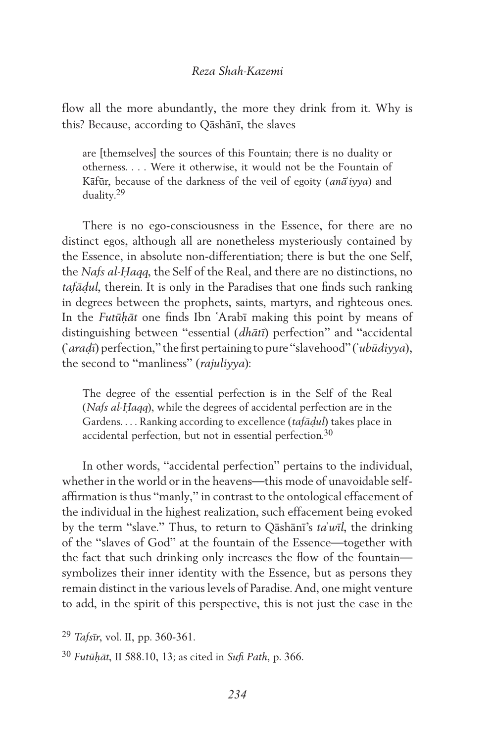flow all the more abundantly, the more they drink from it. Why is this? Because, according to Qāshānī, the slaves

> are [themselves] the sources of this Fountain; there is no duality or otherness. . . . Were it otherwise, it would not be the Fountain of Kāfūr, because of the darkness of the veil of egoity (*anā᾿iyya*) and duality.[29]

There is no ego-consciousness in the Essence, for there are no distinct egos, although all are nonetheless mysteriously contained by the Essence, in absolute non-differentiation; there is but the one Self, the *Nafs al-Ḥaqq*, the Self of the Real, and there are no distinctions, no *tafāḍul*, therein. It is only in the Paradises that one finds such ranking in degrees between the prophets, saints, martyrs, and righteous ones. In the *Futūḥāt* one finds Ibn ʿArabī making this point by means of distinguishing between "essential (*dhātī*) perfection" and "accidental (*ʿaraḍī*) perfection," the first pertaining to pure "slavehood" (*ʿubūdiyya*), the second to "manliness" (*rajuliyya*):

> The degree of the essential perfection is in the Self of the Real (*Nafs al-Ḥaqq*), while the degrees of accidental perfection are in the Gardens. . . . Ranking according to excellence (*tafāḍul*) takes place in accidental perfection, but not in essential perfection.[30]

In other words, "accidental perfection" pertains to the individual, whether in the world or in the heavens—this mode of unavoidable self-affirmation is thus "manly," in contrast to the ontological effacement of the individual in the highest realization, such effacement being evoked by the term "slave." Thus, to return to Qāshānī's *ta᾿wīl*, the drinking of the "slaves of God" at the fountain of the Essence—together with the fact that such drinking only increases the flow of the fountain—symbolizes their inner identity with the Essence, but as persons they remain distinct in the various levels of Paradise. And, one might venture to add, in the spirit of this perspective, this is not just the case in the

[29] *Tafsīr*, vol. II, pp. 360-361.

[30] *Futūḥāt*, II 588.10, 13; as cited in *Sufi Path*, p. 366.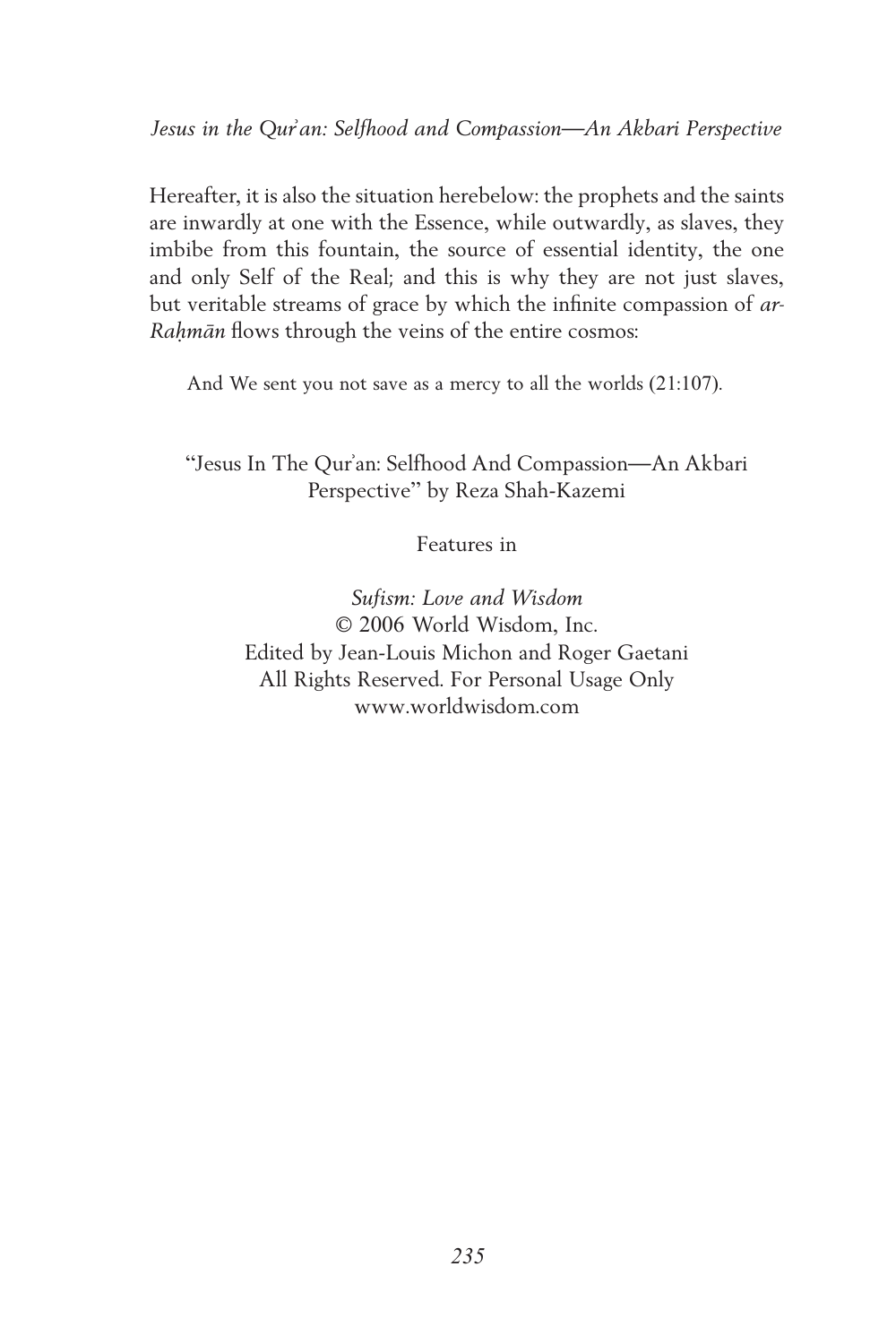Hereafter, it is also the situation herebelow: the prophets and the saints are inwardly at one with the Essence, while outwardly, as slaves, they imbibe from this fountain, the source of essential identity, the one and only Self of the Real; and this is why they are not just slaves, but veritable streams of grace by which the infinite compassion of *ar-Raḥmān* flows through the veins of the entire cosmos:

> And We sent you not save as a mercy to all the worlds (21:107).

"Jesus In The Qur᾽an: Selfhood And Compassion—An Akbari Perspective" by Reza Shah-Kazemi

Features in

*Sufism: Love and Wisdom*
© 2006 World Wisdom, Inc.
Edited by Jean-Louis Michon and Roger Gaetani
All Rights Reserved. For Personal Usage Only
www.worldwisdom.com